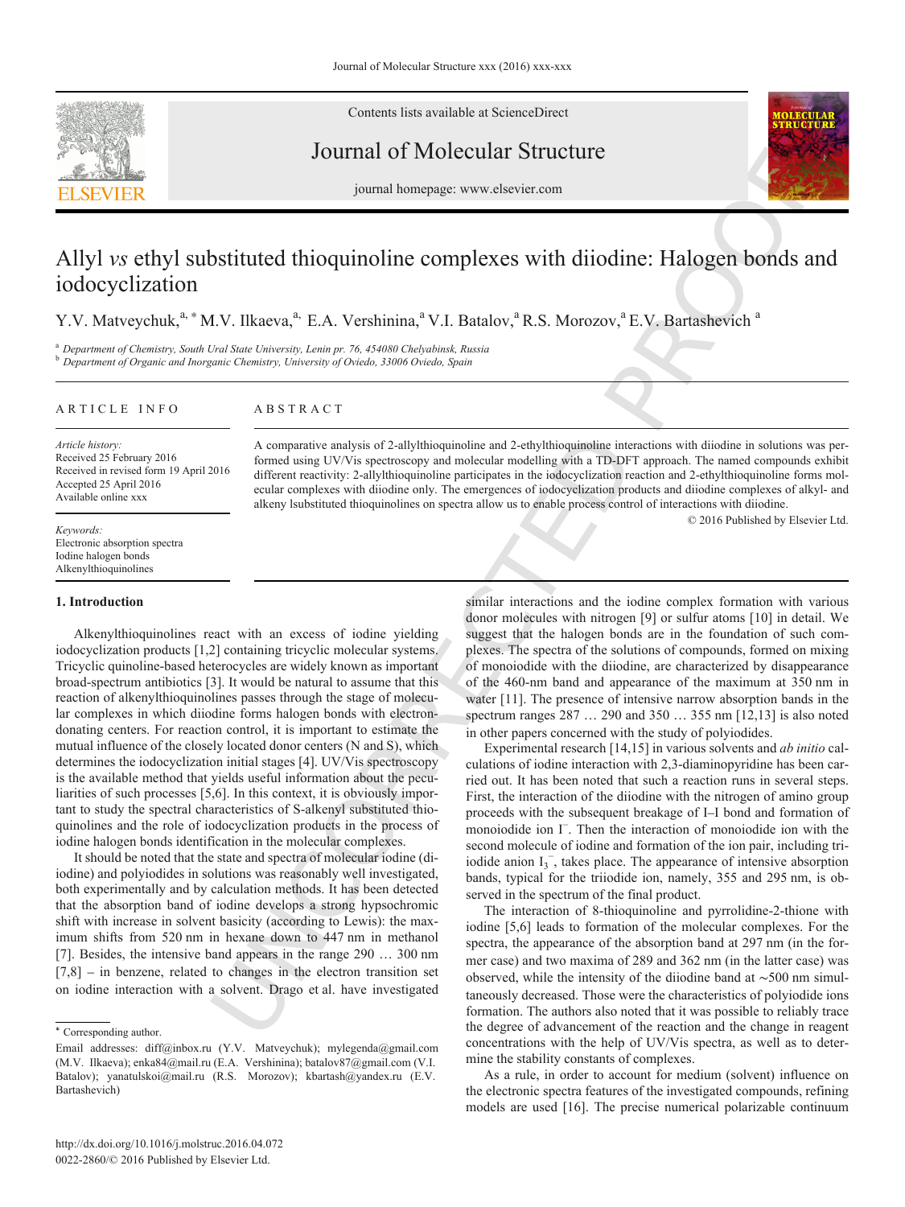# Allyl *vs* ethyl substituted thioquinoline complexes with diiodine: Halogen bonds and iodocyclization

Y.V. Matveychuk,[a,*] M.V. Ilkaeva,[a,] E.A. Vershinina,[a] V.I. Batalov,[a] R.S. Morozov,[a] E.V. Bartashevich [a]

[a] *Department of Chemistry, South Ural State University, Lenin pr. 76, 454080 Chelyabinsk, Russia*
[b] *Department of Organic and Inorganic Chemistry, University of Oviedo, 33006 Oviedo, Spain*

## ARTICLE INFO

*Article history:*
Received 25 February 2016
Received in revised form 19 April 2016
Accepted 25 April 2016
Available online xxx

*Keywords:*
Electronic absorption spectra
Iodine halogen bonds
Alkenylthioquinolines

## ABSTRACT

A comparative analysis of 2-allylthioquinoline and 2-ethylthioquinoline interactions with diiodine in solutions was performed using UV/Vis spectroscopy and molecular modelling with a TD-DFT approach. The named compounds exhibit different reactivity: 2-allylthioquinoline participates in the iodocyclization reaction and 2-ethylthioquinoline forms molecular complexes with diiodine only. The emergences of iodocyclization products and diiodine complexes of alkyl- and alkeny lsubstituted thioquinolines on spectra allow us to enable process control of interactions with diiodine.

© 2016 Published by Elsevier Ltd.

## 1. Introduction

Alkenylthioquinolines react with an excess of iodine yielding iodocyclization products [1,2] containing tricyclic molecular systems. Tricyclic quinoline-based heterocycles are widely known as important broad-spectrum antibiotics [3]. It would be natural to assume that this reaction of alkenylthioquinolines passes through the stage of molecular complexes in which diiodine forms halogen bonds with electron-donating centers. For reaction control, it is important to estimate the mutual influence of the closely located donor centers (N and S), which determines the iodocyclization initial stages [4]. UV/Vis spectroscopy is the available method that yields useful information about the peculiarities of such processes [5,6]. In this context, it is obviously important to study the spectral characteristics of S-alkenyl substituted thioquinolines and the role of iodocyclization products in the process of iodine halogen bonds identification in the molecular complexes.

It should be noted that the state and spectra of molecular iodine (diiodine) and polyiodides in solutions was reasonably well investigated, both experimentally and by calculation methods. It has been detected that the absorption band of iodine develops a strong hypsochromic shift with increase in solvent basicity (according to Lewis): the maximum shifts from 520 nm in hexane down to 447 nm in methanol [7]. Besides, the intensive band appears in the range 290 … 300 nm [7,8] – in benzene, related to changes in the electron transition set on iodine interaction with a solvent. Drago et al. have investigated similar interactions and the iodine complex formation with various donor molecules with nitrogen [9] or sulfur atoms [10] in detail. We suggest that the halogen bonds are in the foundation of such complexes. The spectra of the solutions of compounds, formed on mixing of monoiodide with the diiodine, are characterized by disappearance of the 460-nm band and appearance of the maximum at 350 nm in water [11]. The presence of intensive narrow absorption bands in the spectrum ranges 287 … 290 and 350 … 355 nm [12,13] is also noted in other papers concerned with the study of polyiodides.

Experimental research [14,15] in various solvents and *ab initio* calculations of iodine interaction with 2,3-diaminopyridine has been carried out. It has been noted that such a reaction runs in several steps. First, the interaction of the diiodine with the nitrogen of amino group proceeds with the subsequent breakage of I–I bond and formation of monoiodide ion $I^-$. Then the interaction of monoiodide ion with the second molecule of iodine and formation of the ion pair, including triiodide anion $I_3^-$, takes place. The appearance of intensive absorption bands, typical for the triiodide ion, namely, 355 and 295 nm, is observed in the spectrum of the final product.

The interaction of 8-thioquinoline and pyrrolidine-2-thione with iodine [5,6] leads to formation of the molecular complexes. For the spectra, the appearance of the absorption band at 297 nm (in the former case) and two maxima of 289 and 362 nm (in the latter case) was observed, while the intensity of the diiodine band at ∼500 nm simultaneously decreased. Those were the characteristics of polyiodide ions formation. The authors also noted that it was possible to reliably trace the degree of advancement of the reaction and the change in reagent concentrations with the help of UV/Vis spectra, as well as to determine the stability constants of complexes.

As a rule, in order to account for medium (solvent) influence on the electronic spectra features of the investigated compounds, refining models are used [16]. The precise numerical polarizable continuum

---

* Corresponding author.

Email addresses: diff@inbox.ru (Y.V. Matveychuk); mylegenda@gmail.com (M.V. Ilkaeva); enka84@mail.ru (E.A. Vershinina); batalov87@gmail.com (V.I. Batalov); yanatulskoi@mail.ru (R.S. Morozov); kbartash@yandex.ru (E.V. Bartashevich)

http://dx.doi.org/10.1016/j.molstruc.2016.04.072
0022-2860/© 2016 Published by Elsevier Ltd.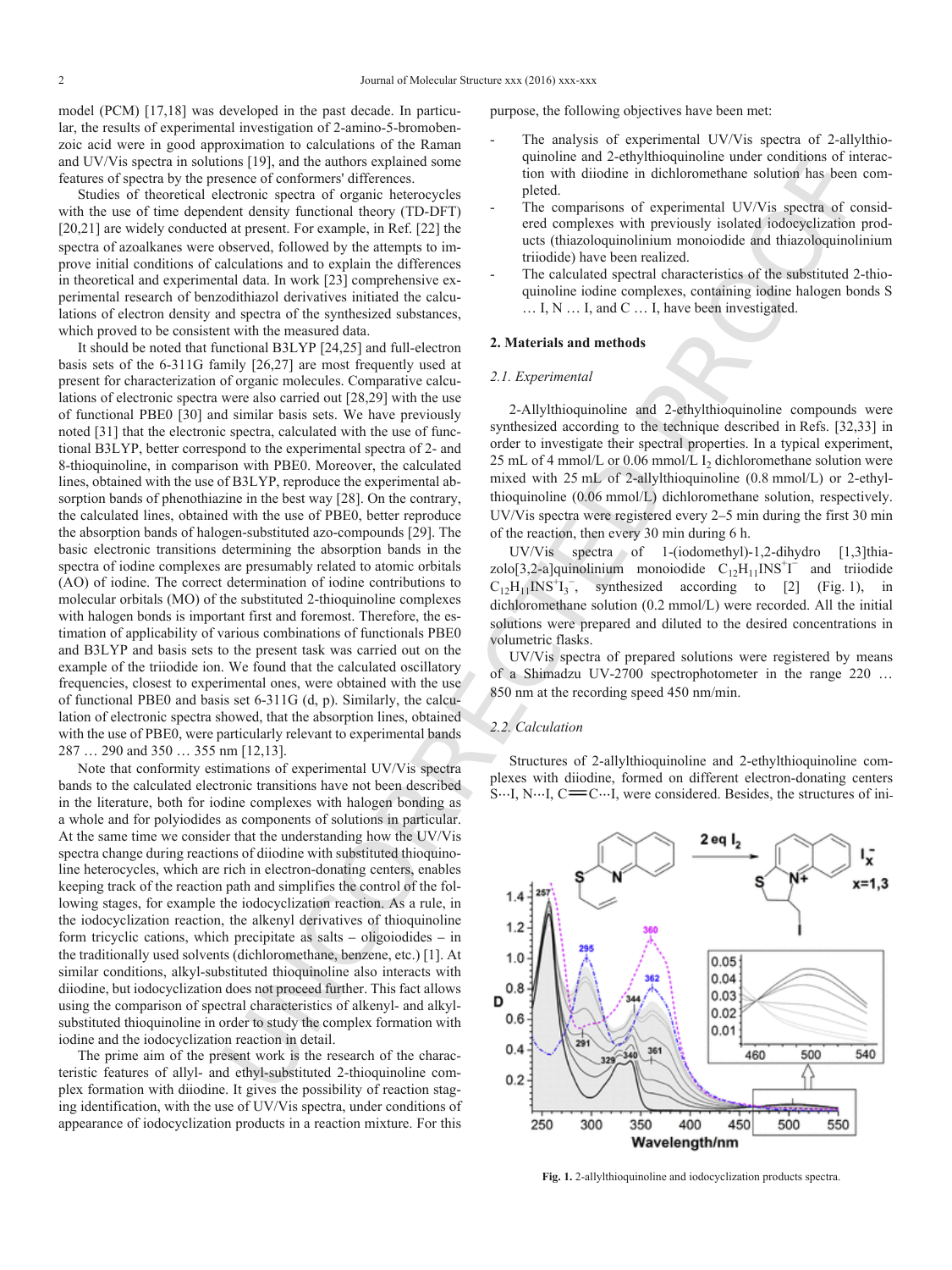model (PCM) [17,18] was developed in the past decade. In particular, the results of experimental investigation of 2-amino-5-bromobenzoic acid were in good approximation to calculations of the Raman and UV/Vis spectra in solutions [19], and the authors explained some features of spectra by the presence of conformers' differences.

Studies of theoretical electronic spectra of organic heterocycles with the use of time dependent density functional theory (TD-DFT) [20,21] are widely conducted at present. For example, in Ref. [22] the spectra of azoalkanes were observed, followed by the attempts to improve initial conditions of calculations and to explain the differences in theoretical and experimental data. In work [23] comprehensive experimental research of benzodithiazol derivatives initiated the calculations of electron density and spectra of the synthesized substances, which proved to be consistent with the measured data.

It should be noted that functional B3LYP [24,25] and full-electron basis sets of the 6-311G family [26,27] are most frequently used at present for characterization of organic molecules. Comparative calculations of electronic spectra were also carried out [28,29] with the use of functional PBE0 [30] and similar basis sets. We have previously noted [31] that the electronic spectra, calculated with the use of functional B3LYP, better correspond to the experimental spectra of 2- and 8-thioquinoline, in comparison with PBE0. Moreover, the calculated lines, obtained with the use of B3LYP, reproduce the experimental absorption bands of phenothiazine in the best way [28]. On the contrary, the calculated lines, obtained with the use of PBE0, better reproduce the absorption bands of halogen-substituted azo-compounds [29]. The basic electronic transitions determining the absorption bands in the spectra of iodine complexes are presumably related to atomic orbitals (AO) of iodine. The correct determination of iodine contributions to molecular orbitals (MO) of the substituted 2-thioquinoline complexes with halogen bonds is important first and foremost. Therefore, the estimation of applicability of various combinations of functionals PBE0 and B3LYP and basis sets to the present task was carried out on the example of the triiodide ion. We found that the calculated oscillatory frequencies, closest to experimental ones, were obtained with the use of functional PBE0 and basis set 6-311G (d, p). Similarly, the calculation of electronic spectra showed, that the absorption lines, obtained with the use of PBE0, were particularly relevant to experimental bands 287 … 290 and 350 … 355 nm [12,13].

Note that conformity estimations of experimental UV/Vis spectra bands to the calculated electronic transitions have not been described in the literature, both for iodine complexes with halogen bonding as a whole and for polyiodides as components of solutions in particular. At the same time we consider that the understanding how the UV/Vis spectra change during reactions of diiodine with substituted thioquinoline heterocycles, which are rich in electron-donating centers, enables keeping track of the reaction path and simplifies the control of the following stages, for example the iodocyclization reaction. As a rule, in the iodocyclization reaction, the alkenyl derivatives of thioquinoline form tricyclic cations, which precipitate as salts – oligoiodides – in the traditionally used solvents (dichloromethane, benzene, etc.) [1]. At similar conditions, alkyl-substituted thioquinoline also interacts with diiodine, but iodocyclization does not proceed further. This fact allows using the comparison of spectral characteristics of alkenyl- and alkyl-substituted thioquinoline in order to study the complex formation with iodine and the iodocyclization reaction in detail.

The prime aim of the present work is the research of the characteristic features of allyl- and ethyl-substituted 2-thioquinoline complex formation with diiodine. It gives the possibility of reaction staging identification, with the use of UV/Vis spectra, under conditions of appearance of iodocyclization products in a reaction mixture. For this purpose, the following objectives have been met:

- The analysis of experimental UV/Vis spectra of 2-allylthioquinoline and 2-ethylthioquinoline under conditions of interaction with diiodine in dichloromethane solution has been completed.
- The comparisons of experimental UV/Vis spectra of considered complexes with previously isolated iodocyclization products (thiazoloquinolinium monoiodide and thiazoloquinolinium triiodide) have been realized.
- The calculated spectral characteristics of the substituted 2-thioquinoline iodine complexes, containing iodine halogen bonds S … I, N … I, and C … I, have been investigated.

## 2. Materials and methods

### 2.1. Experimental

2-Allylthioquinoline and 2-ethylthioquinoline compounds were synthesized according to the technique described in Refs. [32,33] in order to investigate their spectral properties. In a typical experiment, 25 mL of 4 mmol/L or 0.06 mmol/L $I_2$ dichloromethane solution were mixed with 25 mL of 2-allylthioquinoline (0.8 mmol/L) or 2-ethylthioquinoline (0.06 mmol/L) dichloromethane solution, respectively. UV/Vis spectra were registered every 2–5 min during the first 30 min of the reaction, then every 30 min during 6 h.

UV/Vis spectra of 1-(iodomethyl)-1,2-dihydro [1,3]thiazolo[3,2-a]quinolinium monoiodide $C_{12}H_{11}INS^{+}I^{-}$ and triiodide $C_{12}H_{11}INS^{+}I_3^{-}$, synthesized according to [2] (Fig. 1), in dichloromethane solution (0.2 mmol/L) were recorded. All the initial solutions were prepared and diluted to the desired concentrations in volumetric flasks.

UV/Vis spectra of prepared solutions were registered by means of a Shimadzu UV-2700 spectrophotometer in the range 220 … 850 nm at the recording speed 450 nm/min.

### 2.2. Calculation

Structures of 2-allylthioquinoline and 2-ethylthioquinoline complexes with diiodine, formed on different electron-donating centers S⋯I, N⋯I, C=C⋯I, were considered. Besides, the structures of ini-

**Fig. 1.** 2-allylthioquinoline and iodocyclization products spectra.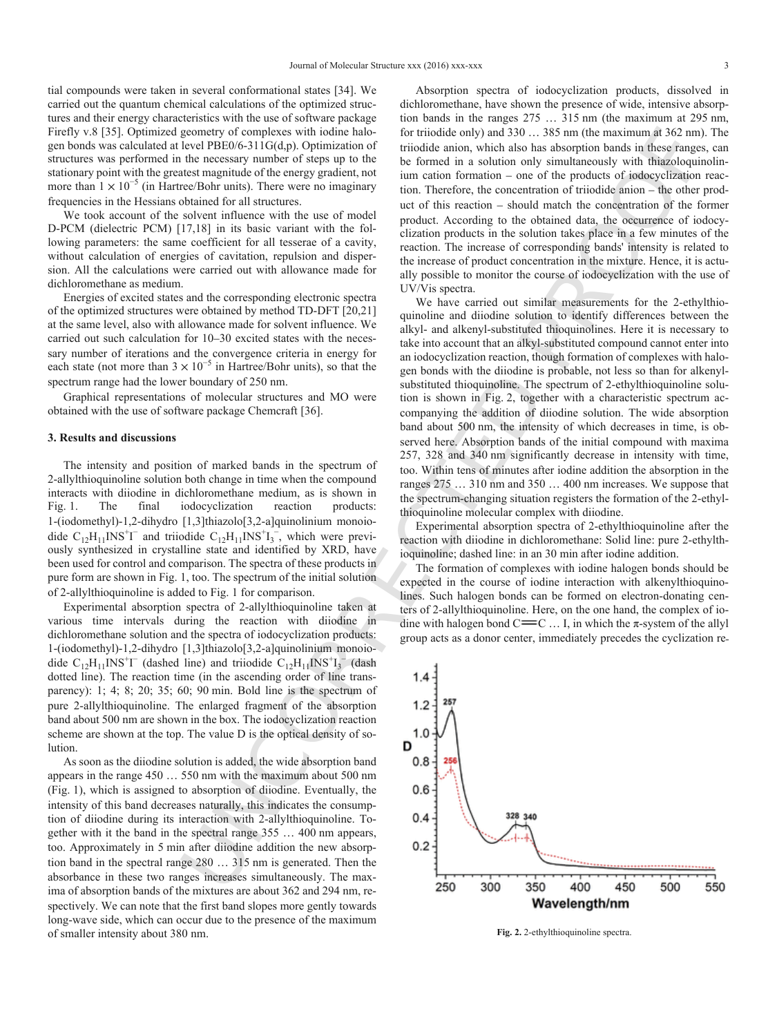tial compounds were taken in several conformational states [34]. We carried out the quantum chemical calculations of the optimized structures and their energy characteristics with the use of software package Firefly v.8 [35]. Optimized geometry of complexes with iodine halogen bonds was calculated at level PBE0/6-311G(d,p). Optimization of structures was performed in the necessary number of steps up to the stationary point with the greatest magnitude of the energy gradient, not more than $1 \times 10^{-5}$ (in Hartree/Bohr units). There were no imaginary frequencies in the Hessians obtained for all structures.

We took account of the solvent influence with the use of model D-PCM (dielectric PCM) [17,18] in its basic variant with the following parameters: the same coefficient for all tesserae of a cavity, without calculation of energies of cavitation, repulsion and dispersion. All the calculations were carried out with allowance made for dichloromethane as medium.

Energies of excited states and the corresponding electronic spectra of the optimized structures were obtained by method TD-DFT [20,21] at the same level, also with allowance made for solvent influence. We carried out such calculation for 10–30 excited states with the necessary number of iterations and the convergence criteria in energy for each state (not more than $3 \times 10^{-5}$ in Hartree/Bohr units), so that the spectrum range had the lower boundary of 250 nm.

Graphical representations of molecular structures and MO were obtained with the use of software package Chemcraft [36].

## 3. Results and discussions

The intensity and position of marked bands in the spectrum of 2-allylthioquinoline solution both change in time when the compound interacts with diiodine in dichloromethane medium, as is shown in Fig. 1. The final iodocyclization reaction products: 1-(iodomethyl)-1,2-dihydro [1,3]thiazolo[3,2-a]quinolinium monoiodide $C_{12}H_{11}INS^{+}I^{-}$ and triiodide $C_{12}H_{11}INS^{+}I_3^{-}$, which were previously synthesized in crystalline state and identified by XRD, have been used for control and comparison. The spectra of these products in pure form are shown in Fig. 1, too. The spectrum of the initial solution of 2-allylthioquinoline is added to Fig. 1 for comparison.

Experimental absorption spectra of 2-allylthioquinoline taken at various time intervals during the reaction with diiodine in dichloromethane solution and the spectra of iodocyclization products: 1-(iodomethyl)-1,2-dihydro [1,3]thiazolo[3,2-a]quinolinium monoiodide $C_{12}H_{11}INS^{+}I^{-}$ (dashed line) and triiodide $C_{12}H_{11}INS^{+}I_3^{-}$ (dash dotted line). The reaction time (in the ascending order of line transparency): 1; 4; 8; 20; 35; 60; 90 min. Bold line is the spectrum of pure 2-allylthioquinoline. The enlarged fragment of the absorption band about 500 nm are shown in the box. The iodocyclization reaction scheme are shown at the top. The value D is the optical density of solution.

As soon as the diiodine solution is added, the wide absorption band appears in the range 450 … 550 nm with the maximum about 500 nm (Fig. 1), which is assigned to absorption of diiodine. Eventually, the intensity of this band decreases naturally, this indicates the consumption of diiodine during its interaction with 2-allylthioquinoline. Together with it the band in the spectral range 355 … 400 nm appears, too. Approximately in 5 min after diiodine addition the new absorption band in the spectral range 280 … 315 nm is generated. Then the absorbance in these two ranges increases simultaneously. The maxima of absorption bands of the mixtures are about 362 and 294 nm, respectively. We can note that the first band slopes more gently towards long-wave side, which can occur due to the presence of the maximum of smaller intensity about 380 nm.

Absorption spectra of iodocyclization products, dissolved in dichloromethane, have shown the presence of wide, intensive absorption bands in the ranges 275 … 315 nm (the maximum at 295 nm, for triiodide only) and 330 … 385 nm (the maximum at 362 nm). The triiodide anion, which also has absorption bands in these ranges, can be formed in a solution only simultaneously with thiazoloquinolinium cation formation – one of the products of iodocyclization reaction. Therefore, the concentration of triiodide anion – the other product of this reaction – should match the concentration of the former product. According to the obtained data, the occurrence of iodocyclization products in the solution takes place in a few minutes of the reaction. The increase of corresponding bands' intensity is related to the increase of product concentration in the mixture. Hence, it is actually possible to monitor the course of iodocyclization with the use of UV/Vis spectra.

We have carried out similar measurements for the 2-ethylthioquinoline and diiodine solution to identify differences between the alkyl- and alkenyl-substituted thioquinolines. Here it is necessary to take into account that an alkyl-substituted compound cannot enter into an iodocyclization reaction, though formation of complexes with halogen bonds with the diiodine is probable, not less so than for alkenyl-substituted thioquinoline. The spectrum of 2-ethylthioquinoline solution is shown in Fig. 2, together with a characteristic spectrum accompanying the addition of diiodine solution. The wide absorption band about 500 nm, the intensity of which decreases in time, is observed here. Absorption bands of the initial compound with maxima 257, 328 and 340 nm significantly decrease in intensity with time, too. Within tens of minutes after iodine addition the absorption in the ranges 275 … 310 nm and 350 … 400 nm increases. We suppose that the spectrum-changing situation registers the formation of the 2-ethylthioquinoline molecular complex with diiodine.

Experimental absorption spectra of 2-ethylthioquinoline after the reaction with diiodine in dichloromethane: Solid line: pure 2-ethylthioquinoline; dashed line: in an 30 min after iodine addition.

The formation of complexes with iodine halogen bonds should be expected in the course of iodine interaction with alkenylthioquinolines. Such halogen bonds can be formed on electron-donating centers of 2-allylthioquinoline. Here, on the one hand, the complex of iodine with halogen bond C═C … I, in which the π-system of the allyl group acts as a donor center, immediately precedes the cyclization re-

**Fig. 2.** 2-ethylthioquinoline spectra.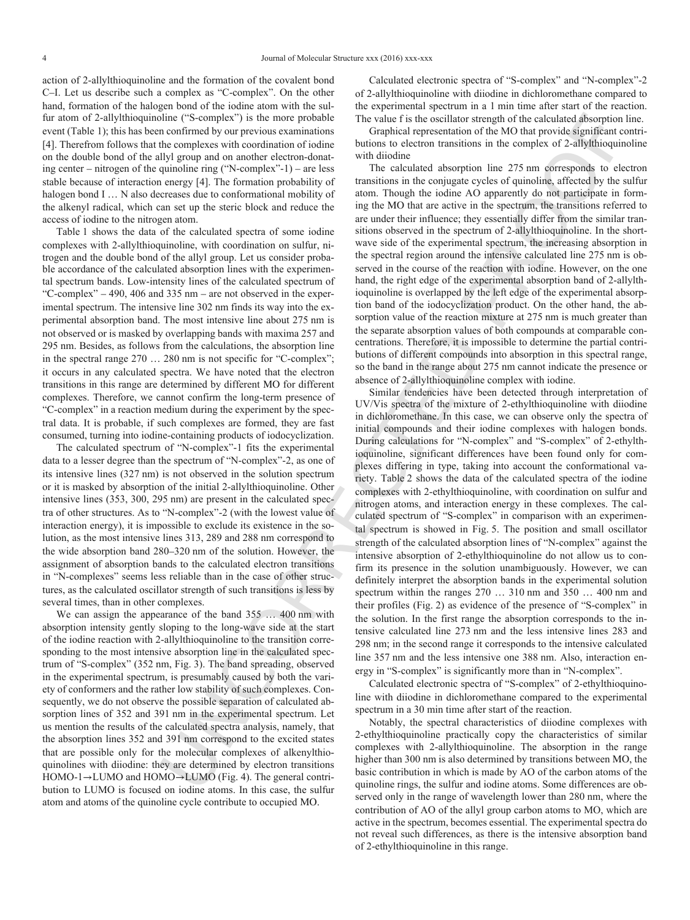action of 2-allylthioquinoline and the formation of the covalent bond C–I. Let us describe such a complex as "C-complex". On the other hand, formation of the halogen bond of the iodine atom with the sulfur atom of 2-allylthioquinoline ("S-complex") is the more probable event (Table 1); this has been confirmed by our previous examinations [4]. Therefrom follows that the complexes with coordination of iodine on the double bond of the allyl group and on another electron-donating center – nitrogen of the quinoline ring ("N-complex"-1) – are less stable because of interaction energy [4]. The formation probability of halogen bond I … N also decreases due to conformational mobility of the alkenyl radical, which can set up the steric block and reduce the access of iodine to the nitrogen atom.

Table 1 shows the data of the calculated spectra of some iodine complexes with 2-allylthioquinoline, with coordination on sulfur, nitrogen and the double bond of the allyl group. Let us consider probable accordance of the calculated absorption lines with the experimental spectrum bands. Low-intensity lines of the calculated spectrum of "C-complex" – 490, 406 and 335 nm – are not observed in the experimental spectrum. The intensive line 302 nm finds its way into the experimental absorption band. The most intensive line about 275 nm is not observed or is masked by overlapping bands with maxima 257 and 295 nm. Besides, as follows from the calculations, the absorption line in the spectral range 270 … 280 nm is not specific for "C-complex"; it occurs in any calculated spectra. We have noted that the electron transitions in this range are determined by different MO for different complexes. Therefore, we cannot confirm the long-term presence of "C-complex" in a reaction medium during the experiment by the spectral data. It is probable, if such complexes are formed, they are fast consumed, turning into iodine-containing products of iodocyclization.

The calculated spectrum of "N-complex"-1 fits the experimental data to a lesser degree than the spectrum of "N-complex"-2, as one of its intensive lines (327 nm) is not observed in the solution spectrum or it is masked by absorption of the initial 2-allylthioquinoline. Other intensive lines (353, 300, 295 nm) are present in the calculated spectra of other structures. As to "N-complex"-2 (with the lowest value of interaction energy), it is impossible to exclude its existence in the solution, as the most intensive lines 313, 289 and 288 nm correspond to the wide absorption band 280–320 nm of the solution. However, the assignment of absorption bands to the calculated electron transitions in "N-complexes" seems less reliable than in the case of other structures, as the calculated oscillator strength of such transitions is less by several times, than in other complexes.

We can assign the appearance of the band 355 … 400 nm with absorption intensity gently sloping to the long-wave side at the start of the iodine reaction with 2-allylthioquinoline to the transition corresponding to the most intensive absorption line in the calculated spectrum of "S-complex" (352 nm, Fig. 3). The band spreading, observed in the experimental spectrum, is presumably caused by both the variety of conformers and the rather low stability of such complexes. Consequently, we do not observe the possible separation of calculated absorption lines of 352 and 391 nm in the experimental spectrum. Let us mention the results of the calculated spectra analysis, namely, that the absorption lines 352 and 391 nm correspond to the excited states that are possible only for the molecular complexes of alkenylthioquinolines with diiodine: they are determined by electron transitions HOMO-1→LUMO and HOMO→LUMO (Fig. 4). The general contribution to LUMO is focused on iodine atoms. In this case, the sulfur atom and atoms of the quinoline cycle contribute to occupied MO.

Calculated electronic spectra of "S-complex" and "N-complex"-2 of 2-allylthioquinoline with diiodine in dichloromethane compared to the experimental spectrum in a 1 min time after start of the reaction. The value f is the oscillator strength of the calculated absorption line.

Graphical representation of the MO that provide significant contributions to electron transitions in the complex of 2-allylthioquinoline with diiodine

The calculated absorption line 275 nm corresponds to electron transitions in the conjugate cycles of quinoline, affected by the sulfur atom. Though the iodine AO apparently do not participate in forming the MO that are active in the spectrum, the transitions referred to are under their influence; they essentially differ from the similar transitions observed in the spectrum of 2-allylthioquinoline. In the short-wave side of the experimental spectrum, the increasing absorption in the spectral region around the intensive calculated line 275 nm is observed in the course of the reaction with iodine. However, on the one hand, the right edge of the experimental absorption band of 2-allylthioquinoline is overlapped by the left edge of the experimental absorption band of the iodocyclization product. On the other hand, the absorption value of the reaction mixture at 275 nm is much greater than the separate absorption values of both compounds at comparable concentrations. Therefore, it is impossible to determine the partial contributions of different compounds into absorption in this spectral range, so the band in the range about 275 nm cannot indicate the presence or absence of 2-allylthioquinoline complex with iodine.

Similar tendencies have been detected through interpretation of UV/Vis spectra of the mixture of 2-ethylthioquinoline with diiodine in dichloromethane. In this case, we can observe only the spectra of initial compounds and their iodine complexes with halogen bonds. During calculations for "N-complex" and "S-complex" of 2-ethylthioquinoline, significant differences have been found only for complexes differing in type, taking into account the conformational variety. Table 2 shows the data of the calculated spectra of the iodine complexes with 2-ethylthioquinoline, with coordination on sulfur and nitrogen atoms, and interaction energy in these complexes. The calculated spectrum of "S-complex" in comparison with an experimental spectrum is showed in Fig. 5. The position and small oscillator strength of the calculated absorption lines of "N-complex" against the intensive absorption of 2-ethylthioquinoline do not allow us to confirm its presence in the solution unambiguously. However, we can definitely interpret the absorption bands in the experimental solution spectrum within the ranges 270 … 310 nm and 350 … 400 nm and their profiles (Fig. 2) as evidence of the presence of "S-complex" in the solution. In the first range the absorption corresponds to the intensive calculated line 273 nm and the less intensive lines 283 and 298 nm; in the second range it corresponds to the intensive calculated line 357 nm and the less intensive one 388 nm. Also, interaction energy in "S-complex" is significantly more than in "N-complex".

Calculated electronic spectra of "S-complex" of 2-ethylthioquinoline with diiodine in dichloromethane compared to the experimental spectrum in a 30 min time after start of the reaction.

Notably, the spectral characteristics of diiodine complexes with 2-ethylthioquinoline practically copy the characteristics of similar complexes with 2-allylthioquinoline. The absorption in the range higher than 300 nm is also determined by transitions between MO, the basic contribution in which is made by AO of the carbon atoms of the quinoline rings, the sulfur and iodine atoms. Some differences are observed only in the range of wavelength lower than 280 nm, where the contribution of AO of the allyl group carbon atoms to MO, which are active in the spectrum, becomes essential. The experimental spectra do not reveal such differences, as there is the intensive absorption band of 2-ethylthioquinoline in this range.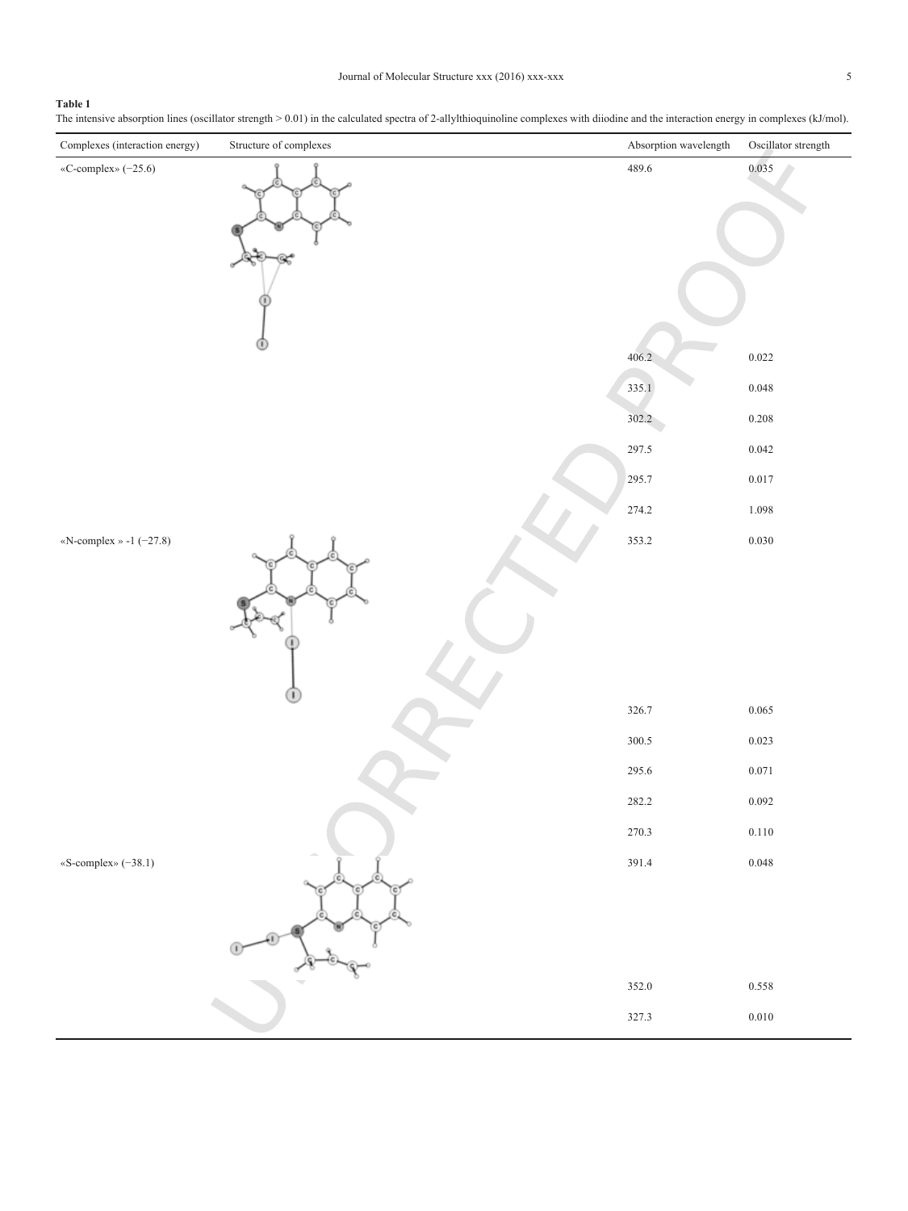**Table 1**
The intensive absorption lines (oscillator strength > 0.01) in the calculated spectra of 2-allylthioquinoline complexes with diiodine and the interaction energy in complexes (kJ/mol).

| Complexes (interaction energy) | Structure of complexes | Absorption wavelength | Oscillator strength |
|---|---|---|---|
| «C-complex» (−25.6) | | 489.6 | 0.035 |
| | | 406.2 | 0.022 |
| | | 335.1 | 0.048 |
| | | 302.2 | 0.208 |
| | | 297.5 | 0.042 |
| | | 295.7 | 0.017 |
| | | 274.2 | 1.098 |
| «N-complex » -1 (−27.8) | | 353.2 | 0.030 |
| | | 326.7 | 0.065 |
| | | 300.5 | 0.023 |
| | | 295.6 | 0.071 |
| | | 282.2 | 0.092 |
| | | 270.3 | 0.110 |
| «S-complex» (−38.1) | | 391.4 | 0.048 |
| | | 352.0 | 0.558 |
| | | 327.3 | 0.010 |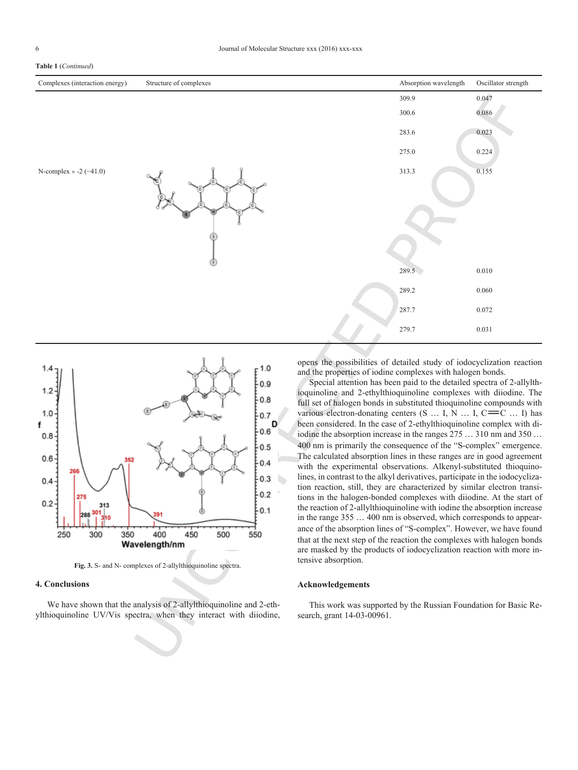**Table 1** (*Continued*)

| Complexes (interaction energy) | Structure of complexes | Absorption wavelength | Oscillator strength |
|---|---|---|---|
| | | 309.9 | 0.047 |
| | | 300.6 | 0.086 |
| | | 283.6 | 0.023 |
| | | 275.0 | 0.224 |
| N-complex » -2 (−41.0) | | 313.3 | 0.155 |
| | | 289.5 | 0.010 |
| | | 289.2 | 0.060 |
| | | 287.7 | 0.072 |
| | | 279.7 | 0.031 |

**Fig. 3.** S- and N- complexes of 2-allylthioquinoline spectra.

## 4. Conclusions

We have shown that the analysis of 2-allylthioquinoline and 2-ethylthioquinoline UV/Vis spectra, when they interact with diiodine, opens the possibilities of detailed study of iodocyclization reaction and the properties of iodine complexes with halogen bonds.

Special attention has been paid to the detailed spectra of 2-allylthioquinoline and 2-ethylthioquinoline complexes with diiodine. The full set of halogen bonds in substituted thioquinoline compounds with various electron-donating centers (S … I, N … I, C═C … I) has been considered. In the case of 2-ethylthioquinoline complex with diiodine the absorption increase in the ranges 275 … 310 nm and 350 … 400 nm is primarily the consequence of the "S-complex" emergence. The calculated absorption lines in these ranges are in good agreement with the experimental observations. Alkenyl-substituted thioquinolines, in contrast to the alkyl derivatives, participate in the iodocyclization reaction, still, they are characterized by similar electron transitions in the halogen-bonded complexes with diiodine. At the start of the reaction of 2-allylthioquinoline with iodine the absorption increase in the range 355 … 400 nm is observed, which corresponds to appearance of the absorption lines of "S-complex". However, we have found that at the next step of the reaction the complexes with halogen bonds are masked by the products of iodocyclization reaction with more intensive absorption.

## Acknowledgements

This work was supported by the Russian Foundation for Basic Research, grant 14-03-00961.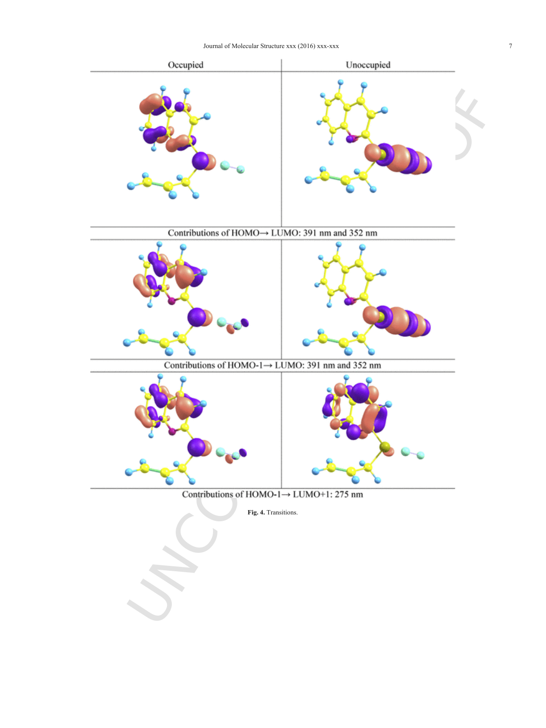| Occupied | Unoccupied |
| --- | --- |
| Contributions of HOMO→ LUMO: 391 nm and 352 nm | |
| Contributions of HOMO-1→ LUMO: 391 nm and 352 nm | |
| Contributions of HOMO-1→ LUMO+1: 275 nm | |

**Fig. 4.** Transitions.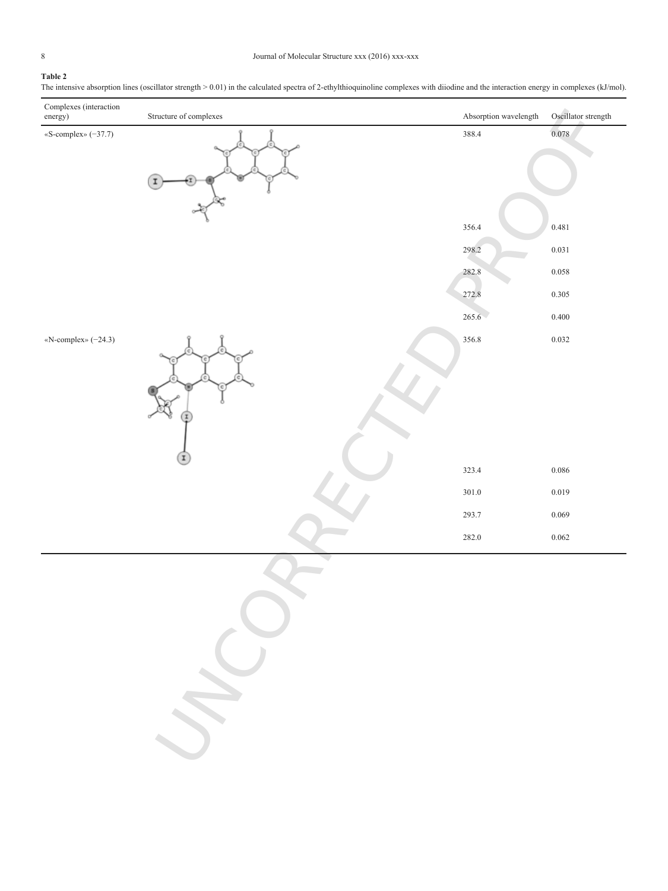**Table 2**

The intensive absorption lines (oscillator strength > 0.01) in the calculated spectra of 2-ethylthioquinoline complexes with diiodine and the interaction energy in complexes (kJ/mol).

| Complexes (interaction energy) | Structure of complexes | Absorption wavelength | Oscillator strength |
|---|---|---|---|
| «S-complex» (−37.7) | | 388.4 | 0.078 |
| | | 356.4 | 0.481 |
| | | 298.2 | 0.031 |
| | | 282.8 | 0.058 |
| | | 272.8 | 0.305 |
| | | 265.6 | 0.400 |
| «N-complex» (−24.3) | | 356.8 | 0.032 |
| | | 323.4 | 0.086 |
| | | 301.0 | 0.019 |
| | | 293.7 | 0.069 |
| | | 282.0 | 0.062 |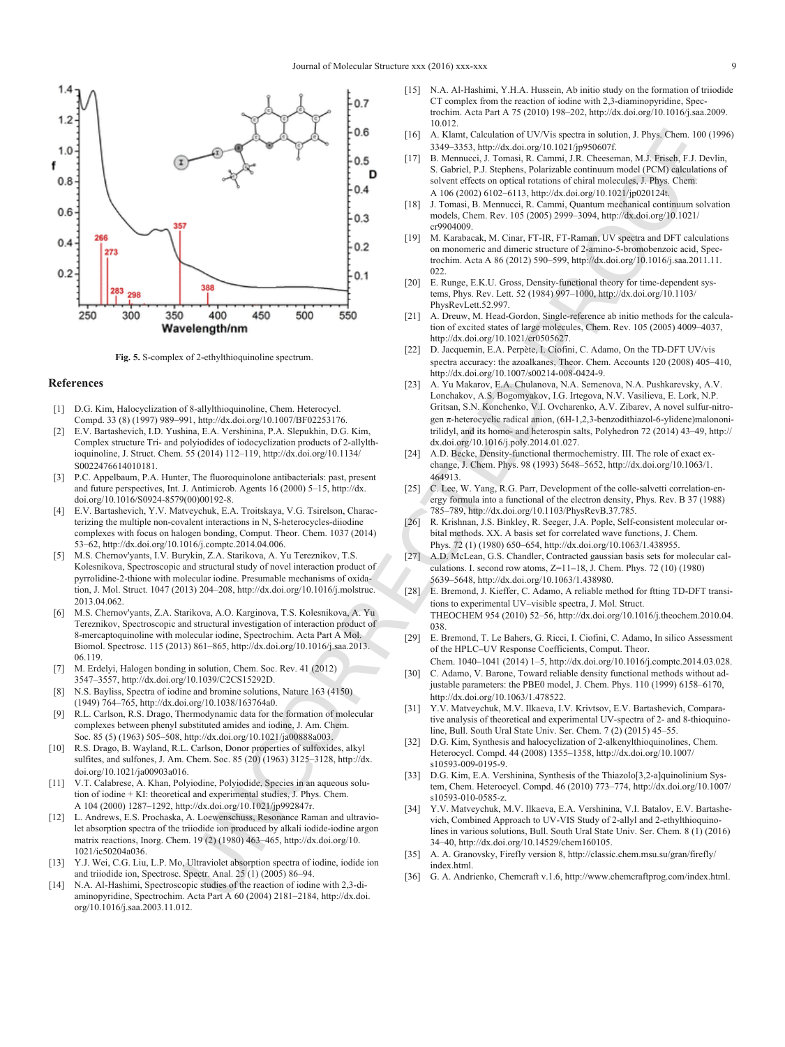1.4
1.2
1.0
f
0.8
0.6
0.4
0.2
0.7
0.6
0.5
D
0.4
0.3
0.2
0.1
266
273
283
298
357
388
250 300 350 400 450 500 550
Wavelength/nm

**Fig. 5.** S-complex of 2-ethylthioquinoline spectrum.

## References

[1] D.G. Kim, Halocyclization of 8-allylthioquinoline, Chem. Heterocycl. Compd. 33 (8) (1997) 989–991, http://dx.doi.org/10.1007/BF02253176.

[2] E.V. Bartashevich, I.D. Yushina, A.A. Vershinina, P.A. Slepukhin, D.G. Kim, Complex structure Tri- and polyiodides of iodocyclization products of 2-allylthioquinoline, J. Struct. Chem. 55 (2014) 112–119, http://dx.doi.org/10.1134/S0022476614010181.

[3] P.C. Appelbaum, P.A. Hunter, The fluoroquinolone antibacterials: past, present and future perspectives, Int. J. Antimicrob. Agents 16 (2000) 5–15, http://dx.doi.org/10.1016/S0924-8579(00)00192-8.

[4] E.V. Bartashevich, Y.V. Matveychuk, E.A. Troitskaya, V.G. Tsirelson, Characterizing the multiple non-covalent interactions in N, S-heterocycles-diiodine complexes with focus on halogen bonding, Comput. Theor. Chem. 1037 (2014) 53–62, http://dx.doi.org/10.1016/j.comptc.2014.04.006.

[5] M.S. Chernov'yants, I.V. Burykin, Z.A. Starikova, A. Yu Tereznikov, T.S. Kolesnikova, Spectroscopic and structural study of novel interaction product of pyrrolidine-2-thione with molecular iodine. Presumable mechanisms of oxidation, J. Mol. Struct. 1047 (2013) 204–208, http://dx.doi.org/10.1016/j.molstruc.2013.04.062.

[6] M.S. Chernov'yants, Z.A. Starikova, A.O. Karginova, T.S. Kolesnikova, A. Yu Tereznikov, Spectroscopic and structural investigation of interaction product of 8-mercaptoquinoline with molecular iodine, Spectrochim. Acta Part A Mol. Biomol. Spectrosc. 115 (2013) 861–865, http://dx.doi.org/10.1016/j.saa.2013.06.119.

[7] M. Erdelyi, Halogen bonding in solution, Chem. Soc. Rev. 41 (2012) 3547–3557, http://dx.doi.org/10.1039/C2CS15292D.

[8] N.S. Bayliss, Spectra of iodine and bromine solutions, Nature 163 (4150) (1949) 764–765, http://dx.doi.org/10.1038/163764a0.

[9] R.L. Carlson, R.S. Drago, Thermodynamic data for the formation of molecular complexes between phenyl substituted amides and iodine, J. Am. Chem. Soc. 85 (5) (1963) 505–508, http://dx.doi.org/10.1021/ja00888a003.

[10] R.S. Drago, B. Wayland, R.L. Carlson, Donor properties of sulfoxides, alkyl sulfites, and sulfones, J. Am. Chem. Soc. 85 (20) (1963) 3125–3128, http://dx.doi.org/10.1021/ja00903a016.

[11] V.T. Calabrese, A. Khan, Polyiodine, Polyiodide, Species in an aqueous solution of iodine + KI: theoretical and experimental studies, J. Phys. Chem. A 104 (2000) 1287–1292, http://dx.doi.org/10.1021/jp992847r.

[12] L. Andrews, E.S. Prochaska, A. Loewenschuss, Resonance Raman and ultraviolet absorption spectra of the triiodide ion produced by alkali iodide-iodine argon matrix reactions, Inorg. Chem. 19 (2) (1980) 463–465, http://dx.doi.org/10.1021/ic50204a036.

[13] Y.J. Wei, C.G. Liu, L.P. Mo, Ultraviolet absorption spectra of iodine, iodide ion and triiodide ion, Spectrosc. Spectr. Anal. 25 (1) (2005) 86–94.

[14] N.A. Al-Hashimi, Spectroscopic studies of the reaction of iodine with 2,3-diaminopyridine, Spectrochim. Acta Part A 60 (2004) 2181–2184, http://dx.doi.org/10.1016/j.saa.2003.11.012.

[15] N.A. Al-Hashimi, Y.H.A. Hussein, Ab initio study on the formation of triiodide CT complex from the reaction of iodine with 2,3-diaminopyridine, Spectrochim. Acta Part A 75 (2010) 198–202, http://dx.doi.org/10.1016/j.saa.2009.10.012.

[16] A. Klamt, Calculation of UV/Vis spectra in solution, J. Phys. Chem. 100 (1996) 3349–3353, http://dx.doi.org/10.1021/jp950607f.

[17] B. Mennucci, J. Tomasi, R. Cammi, J.R. Cheeseman, M.J. Frisch, F.J. Devlin, S. Gabriel, P.J. Stephens, Polarizable continuum model (PCM) calculations of solvent effects on optical rotations of chiral molecules, J. Phys. Chem. A 106 (2002) 6102–6113, http://dx.doi.org/10.1021/jp020124t.

[18] J. Tomasi, B. Mennucci, R. Cammi, Quantum mechanical continuum solvation models, Chem. Rev. 105 (2005) 2999–3094, http://dx.doi.org/10.1021/cr9904009.

[19] M. Karabacak, M. Cinar, FT-IR, FT-Raman, UV spectra and DFT calculations on monomeric and dimeric structure of 2-amino-5-bromobenzoic acid, Spectrochim. Acta A 86 (2012) 590–599, http://dx.doi.org/10.1016/j.saa.2011.11.022.

[20] E. Runge, E.K.U. Gross, Density-functional theory for time-dependent systems, Phys. Rev. Lett. 52 (1984) 997–1000, http://dx.doi.org/10.1103/PhysRevLett.52.997.

[21] A. Dreuw, M. Head-Gordon, Single-reference ab initio methods for the calculation of excited states of large molecules, Chem. Rev. 105 (2005) 4009–4037, http://dx.doi.org/10.1021/cr0505627.

[22] D. Jacquemin, E.A. Perpète, I. Ciofini, C. Adamo, On the TD-DFT UV/vis spectra accuracy: the azoalkanes, Theor. Chem. Accounts 120 (2008) 405–410, http://dx.doi.org/10.1007/s00214-008-0424-9.

[23] A. Yu Makarov, E.A. Chulanova, N.A. Semenova, N.A. Pushkarevsky, A.V. Lonchakov, A.S. Bogomyakov, I.G. Irtegova, N.V. Vasilieva, E. Lork, N.P. Gritsan, S.N. Konchenko, V.I. Ovcharenko, A.V. Zibarev, A novel sulfur-nitrogen π-heterocyclic radical anion, (6H-1,2,3-benzodithiazol-6-ylidene)malononitrildyl, and its homo- and heterospin salts, Polyhedron 72 (2014) 43–49, http://dx.doi.org/10.1016/j.poly.2014.01.027.

[24] A.D. Becke, Density-functional thermochemistry. III. The role of exact exchange, J. Chem. Phys. 98 (1993) 5648–5652, http://dx.doi.org/10.1063/1.464913.

[25] C. Lee, W. Yang, R.G. Parr, Development of the colle-salvetti correlation-energy formula into a functional of the electron density, Phys. Rev. B 37 (1988) 785–789, http://dx.doi.org/10.1103/PhysRevB.37.785.

[26] R. Krishnan, J.S. Binkley, R. Seeger, J.A. Pople, Self-consistent molecular orbital methods. XX. A basis set for correlated wave functions, J. Chem. Phys. 72 (1) (1980) 650–654, http://dx.doi.org/10.1063/1.438955.

[27] A.D. McLean, G.S. Chandler, Contracted gaussian basis sets for molecular calculations. I. second row atoms, Z=11–18, J. Chem. Phys. 72 (10) (1980) 5639–5648, http://dx.doi.org/10.1063/1.438980.

[28] E. Bremond, J. Kieffer, C. Adamo, A reliable method for fitting TD-DFT transitions to experimental UV–visible spectra, J. Mol. Struct. THEOCHEM 954 (2010) 52–56, http://dx.doi.org/10.1016/j.theochem.2010.04.038.

[29] E. Bremond, T. Le Bahers, G. Ricci, I. Ciofini, C. Adamo, In silico Assessment of the HPLC–UV Response Coefficients, Comput. Theor. Chem. 1040–1041 (2014) 1–5, http://dx.doi.org/10.1016/j.comptc.2014.03.028.

[30] C. Adamo, V. Barone, Toward reliable density functional methods without adjustable parameters: the PBE0 model, J. Chem. Phys. 110 (1999) 6158–6170, http://dx.doi.org/10.1063/1.478522.

[31] Y.V. Matveychuk, M.V. Ilkaeva, I.V. Krivtsov, E.V. Bartashevich, Comparative analysis of theoretical and experimental UV-spectra of 2- and 8-thioquinoline, Bull. South Ural State Univ. Ser. Chem. 7 (2) (2015) 45–55.

[32] D.G. Kim, Synthesis and halocyclization of 2-alkenylthioquinolines, Chem. Heterocycl. Compd. 44 (2008) 1355–1358, http://dx.doi.org/10.1007/s10593-009-0195-9.

[33] D.G. Kim, E.A. Vershinina, Synthesis of the Thiazolo[3,2-a]quinolinium System, Chem. Heterocycl. Compd. 46 (2010) 773–774, http://dx.doi.org/10.1007/s10593-010-0585-z.

[34] Y.V. Matveychuk, M.V. Ilkaeva, E.A. Vershinina, V.I. Batalov, E.V. Bartashevich, Combined Approach to UV-VIS Study of 2-allyl and 2-ethylthioquinolines in various solutions, Bull. South Ural State Univ. Ser. Chem. 8 (1) (2016) 34–40, http://dx.doi.org/10.14529/chem160105.

[35] A. A. Granovsky, Firefly version 8, http://classic.chem.msu.su/gran/firefly/index.html.

[36] G. A. Andrienko, Chemcraft v.1.6, http://www.chemcraftprog.com/index.html.